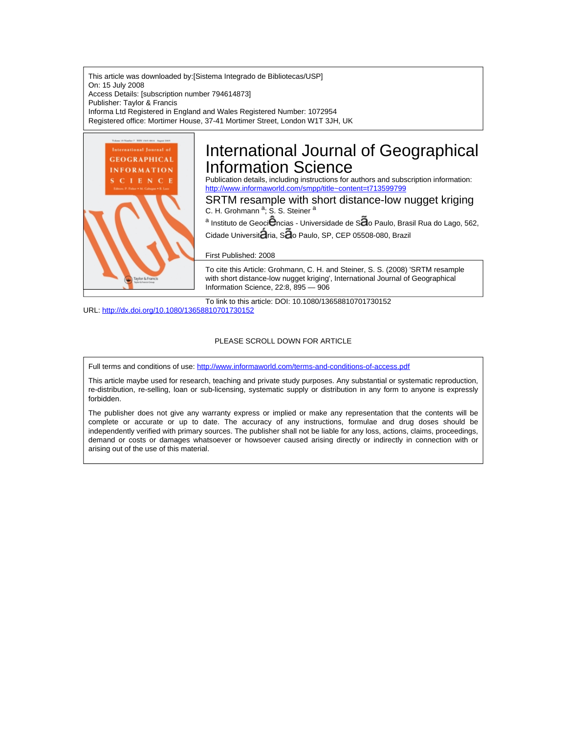This article was downloaded by:[Sistema Integrado de Bibliotecas/USP]
On: 15 July 2008
Access Details: [subscription number 794614873]
Publisher: Taylor & Francis
Informa Ltd Registered in England and Wales Registered Number: 1072954
Registered office: Mortimer House, 37-41 Mortimer Street, London W1T 3JH, UK

# International Journal of Geographical Information Science

Publication details, including instructions for authors and subscription information:
http://www.informaworld.com/smpp/title~content=t713599799

## SRTM resample with short distance-low nugget kriging

C. H. Grohmann [a]; S. S. Steiner [a]

[a] Instituto de Geociências - Universidade de São Paulo, Brasil Rua do Lago, 562, Cidade Universitária, São Paulo, SP, CEP 05508-080, Brazil

First Published: 2008

To cite this Article: Grohmann, C. H. and Steiner, S. S. (2008) 'SRTM resample with short distance-low nugget kriging', International Journal of Geographical Information Science, 22:8, 895 — 906

To link to this article: DOI: 10.1080/13658810701730152
URL: http://dx.doi.org/10.1080/13658810701730152

PLEASE SCROLL DOWN FOR ARTICLE

Full terms and conditions of use: http://www.informaworld.com/terms-and-conditions-of-access.pdf

This article maybe used for research, teaching and private study purposes. Any substantial or systematic reproduction, re-distribution, re-selling, loan or sub-licensing, systematic supply or distribution in any form to anyone is expressly forbidden.

The publisher does not give any warranty express or implied or make any representation that the contents will be complete or accurate or up to date. The accuracy of any instructions, formulae and drug doses should be independently verified with primary sources. The publisher shall not be liable for any loss, actions, claims, proceedings, demand or costs or damages whatsoever or howsoever caused arising directly or indirectly in connection with or arising out of the use of this material.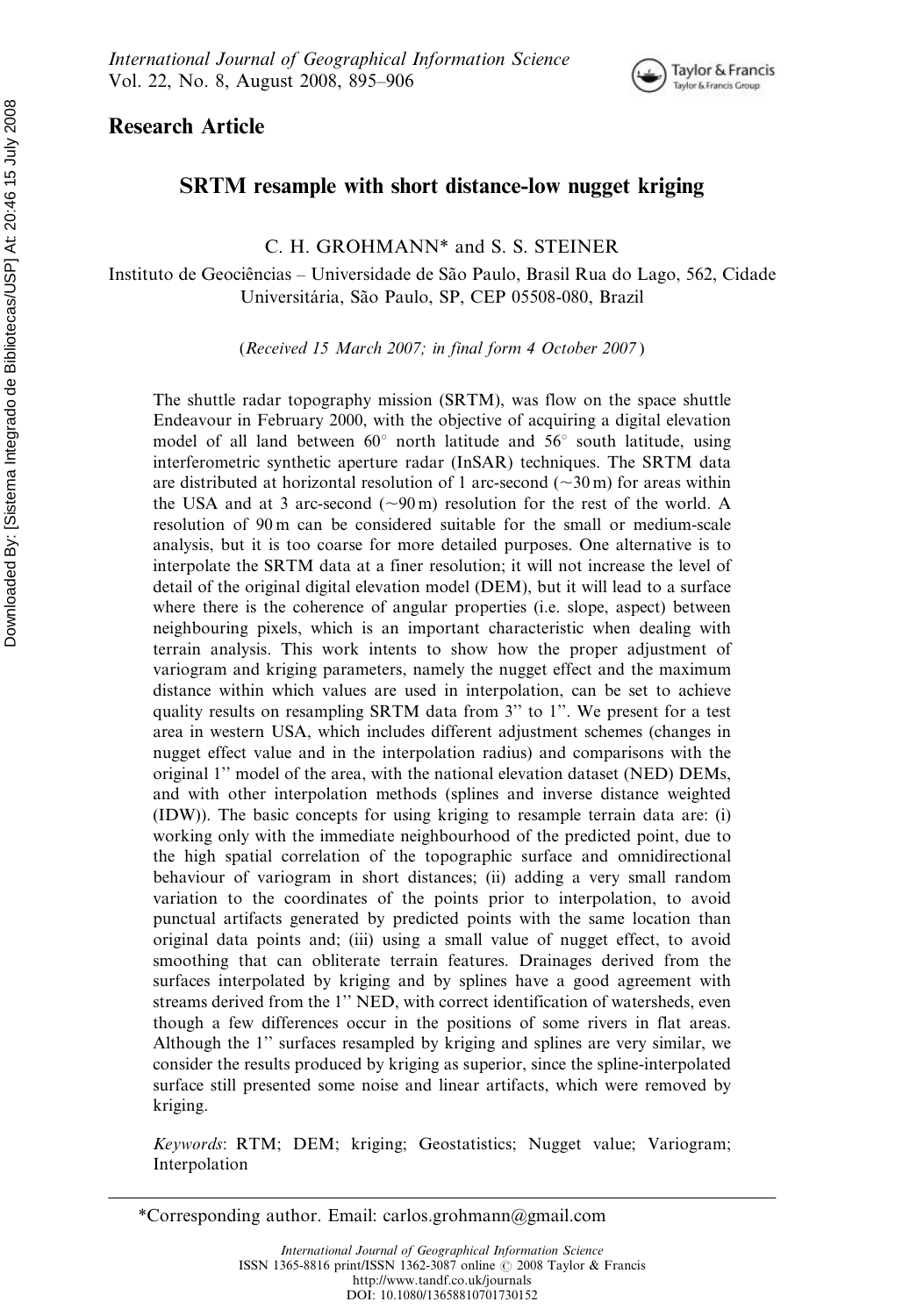## Research Article

# SRTM resample with short distance-low nugget kriging

C. H. GROHMANN* and S. S. STEINER

Instituto de Geociências – Universidade de São Paulo, Brasil Rua do Lago, 562, Cidade Universitária, São Paulo, SP, CEP 05508-080, Brazil

(*Received 15 March 2007; in final form 4 October 2007*)

The shuttle radar topography mission (SRTM), was flow on the space shuttle Endeavour in February 2000, with the objective of acquiring a digital elevation model of all land between 60° north latitude and 56° south latitude, using interferometric synthetic aperture radar (InSAR) techniques. The SRTM data are distributed at horizontal resolution of 1 arc-second (~30 m) for areas within the USA and at 3 arc-second (~90 m) resolution for the rest of the world. A resolution of 90 m can be considered suitable for the small or medium-scale analysis, but it is too coarse for more detailed purposes. One alternative is to interpolate the SRTM data at a finer resolution; it will not increase the level of detail of the original digital elevation model (DEM), but it will lead to a surface where there is the coherence of angular properties (i.e. slope, aspect) between neighbouring pixels, which is an important characteristic when dealing with terrain analysis. This work intents to show how the proper adjustment of variogram and kriging parameters, namely the nugget effect and the maximum distance within which values are used in interpolation, can be set to achieve quality results on resampling SRTM data from 3'' to 1''. We present for a test area in western USA, which includes different adjustment schemes (changes in nugget effect value and in the interpolation radius) and comparisons with the original 1'' model of the area, with the national elevation dataset (NED) DEMs, and with other interpolation methods (splines and inverse distance weighted (IDW)). The basic concepts for using kriging to resample terrain data are: (i) working only with the immediate neighbourhood of the predicted point, due to the high spatial correlation of the topographic surface and omnidirectional behaviour of variogram in short distances; (ii) adding a very small random variation to the coordinates of the points prior to interpolation, to avoid punctual artifacts generated by predicted points with the same location than original data points and; (iii) using a small value of nugget effect, to avoid smoothing that can obliterate terrain features. Drainages derived from the surfaces interpolated by kriging and by splines have a good agreement with streams derived from the 1'' NED, with correct identification of watersheds, even though a few differences occur in the positions of some rivers in flat areas. Although the 1'' surfaces resampled by kriging and splines are very similar, we consider the results produced by kriging as superior, since the spline-interpolated surface still presented some noise and linear artifacts, which were removed by kriging.

*Keywords*: RTM; DEM; kriging; Geostatistics; Nugget value; Variogram; Interpolation

*Corresponding author. Email: carlos.grohmann@gmail.com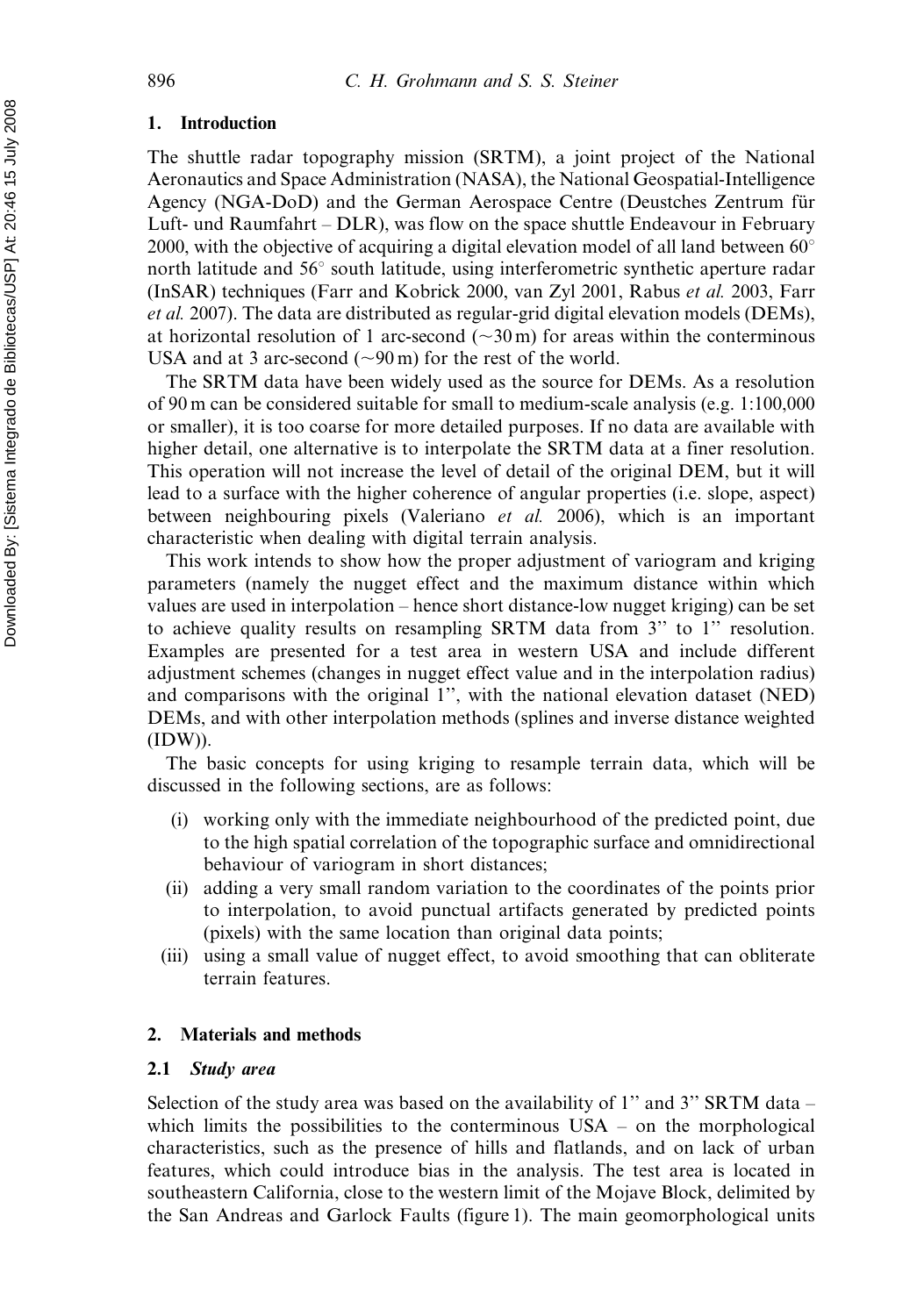## 1. Introduction

The shuttle radar topography mission (SRTM), a joint project of the National Aeronautics and Space Administration (NASA), the National Geospatial-Intelligence Agency (NGA-DoD) and the German Aerospace Centre (Deustches Zentrum für Luft- und Raumfahrt – DLR), was flow on the space shuttle Endeavour in February 2000, with the objective of acquiring a digital elevation model of all land between 60° north latitude and 56° south latitude, using interferometric synthetic aperture radar (InSAR) techniques (Farr and Kobrick 2000, van Zyl 2001, Rabus *et al.* 2003, Farr *et al.* 2007). The data are distributed as regular-grid digital elevation models (DEMs), at horizontal resolution of 1 arc-second (~30 m) for areas within the conterminous USA and at 3 arc-second (~90 m) for the rest of the world.

The SRTM data have been widely used as the source for DEMs. As a resolution of 90 m can be considered suitable for small to medium-scale analysis (e.g. 1:100,000 or smaller), it is too coarse for more detailed purposes. If no data are available with higher detail, one alternative is to interpolate the SRTM data at a finer resolution. This operation will not increase the level of detail of the original DEM, but it will lead to a surface with the higher coherence of angular properties (i.e. slope, aspect) between neighbouring pixels (Valeriano *et al.* 2006), which is an important characteristic when dealing with digital terrain analysis.

This work intends to show how the proper adjustment of variogram and kriging parameters (namely the nugget effect and the maximum distance within which values are used in interpolation – hence short distance-low nugget kriging) can be set to achieve quality results on resampling SRTM data from 3'' to 1'' resolution. Examples are presented for a test area in western USA and include different adjustment schemes (changes in nugget effect value and in the interpolation radius) and comparisons with the original 1'', with the national elevation dataset (NED) DEMs, and with other interpolation methods (splines and inverse distance weighted (IDW)).

The basic concepts for using kriging to resample terrain data, which will be discussed in the following sections, are as follows:

(i) working only with the immediate neighbourhood of the predicted point, due to the high spatial correlation of the topographic surface and omnidirectional behaviour of variogram in short distances;
(ii) adding a very small random variation to the coordinates of the points prior to interpolation, to avoid punctual artifacts generated by predicted points (pixels) with the same location than original data points;
(iii) using a small value of nugget effect, to avoid smoothing that can obliterate terrain features.

## 2. Materials and methods

### 2.1 *Study area*

Selection of the study area was based on the availability of 1'' and 3'' SRTM data – which limits the possibilities to the conterminous USA – on the morphological characteristics, such as the presence of hills and flatlands, and on lack of urban features, which could introduce bias in the analysis. The test area is located in southeastern California, close to the western limit of the Mojave Block, delimited by the San Andreas and Garlock Faults (figure 1). The main geomorphological units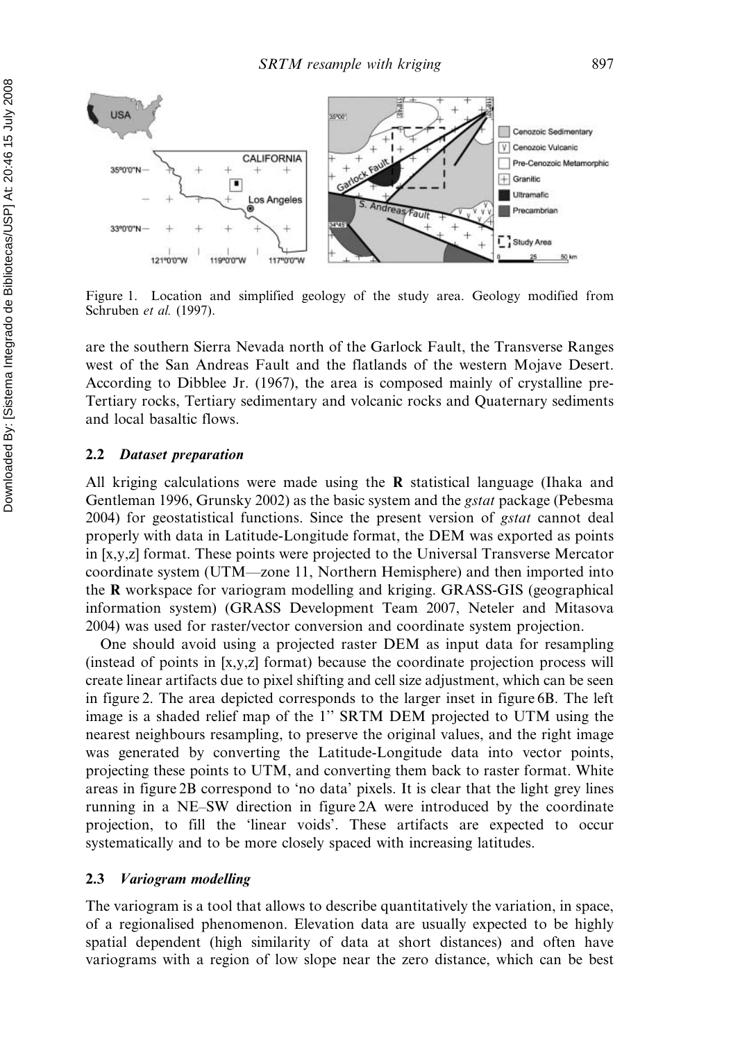Figure 1. Location and simplified geology of the study area. Geology modified from Schruben *et al.* (1997).

are the southern Sierra Nevada north of the Garlock Fault, the Transverse Ranges west of the San Andreas Fault and the flatlands of the western Mojave Desert. According to Dibblee Jr. (1967), the area is composed mainly of crystalline pre-Tertiary rocks, Tertiary sedimentary and volcanic rocks and Quaternary sediments and local basaltic flows.

### 2.2 *Dataset preparation*

All kriging calculations were made using the **R** statistical language (Ihaka and Gentleman 1996, Grunsky 2002) as the basic system and the *gstat* package (Pebesma 2004) for geostatistical functions. Since the present version of *gstat* cannot deal properly with data in Latitude-Longitude format, the DEM was exported as points in [x,y,z] format. These points were projected to the Universal Transverse Mercator coordinate system (UTM—zone 11, Northern Hemisphere) and then imported into the **R** workspace for variogram modelling and kriging. GRASS-GIS (geographical information system) (GRASS Development Team 2007, Neteler and Mitasova 2004) was used for raster/vector conversion and coordinate system projection.

One should avoid using a projected raster DEM as input data for resampling (instead of points in [x,y,z] format) because the coordinate projection process will create linear artifacts due to pixel shifting and cell size adjustment, which can be seen in figure 2. The area depicted corresponds to the larger inset in figure 6B. The left image is a shaded relief map of the 1'' SRTM DEM projected to UTM using the nearest neighbours resampling, to preserve the original values, and the right image was generated by converting the Latitude-Longitude data into vector points, projecting these points to UTM, and converting them back to raster format. White areas in figure 2B correspond to 'no data' pixels. It is clear that the light grey lines running in a NE–SW direction in figure 2A were introduced by the coordinate projection, to fill the 'linear voids'. These artifacts are expected to occur systematically and to be more closely spaced with increasing latitudes.

### 2.3 *Variogram modelling*

The variogram is a tool that allows to describe quantitatively the variation, in space, of a regionalised phenomenon. Elevation data are usually expected to be highly spatial dependent (high similarity of data at short distances) and often have variograms with a region of low slope near the zero distance, which can be best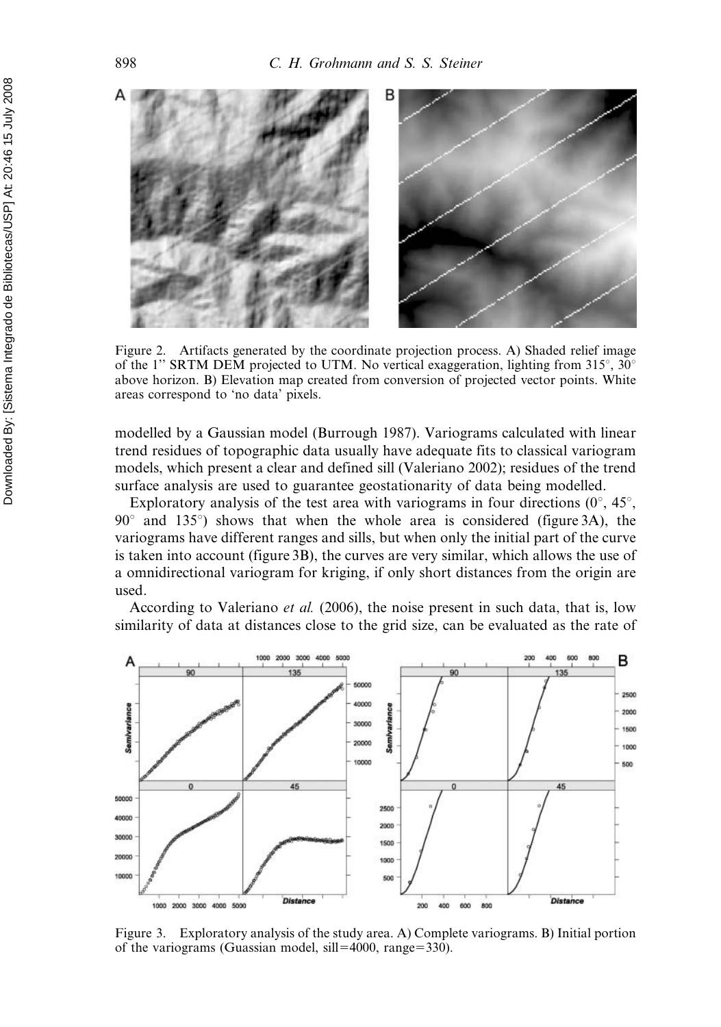Figure 2. Artifacts generated by the coordinate projection process. A) Shaded relief image of the 1'' SRTM DEM projected to UTM. No vertical exaggeration, lighting from 315°, 30° above horizon. B) Elevation map created from conversion of projected vector points. White areas correspond to 'no data' pixels.

modelled by a Gaussian model (Burrough 1987). Variograms calculated with linear trend residues of topographic data usually have adequate fits to classical variogram models, which present a clear and defined sill (Valeriano 2002); residues of the trend surface analysis are used to guarantee geostationarity of data being modelled.

Exploratory analysis of the test area with variograms in four directions (0°, 45°, 90° and 135°) shows that when the whole area is considered (figure 3A), the variograms have different ranges and sills, but when only the initial part of the curve is taken into account (figure 3B), the curves are very similar, which allows the use of a omnidirectional variogram for kriging, if only short distances from the origin are used.

According to Valeriano *et al.* (2006), the noise present in such data, that is, low similarity of data at distances close to the grid size, can be evaluated as the rate of

Figure 3. Exploratory analysis of the study area. A) Complete variograms. B) Initial portion of the variograms (Guassian model, sill=4000, range=330).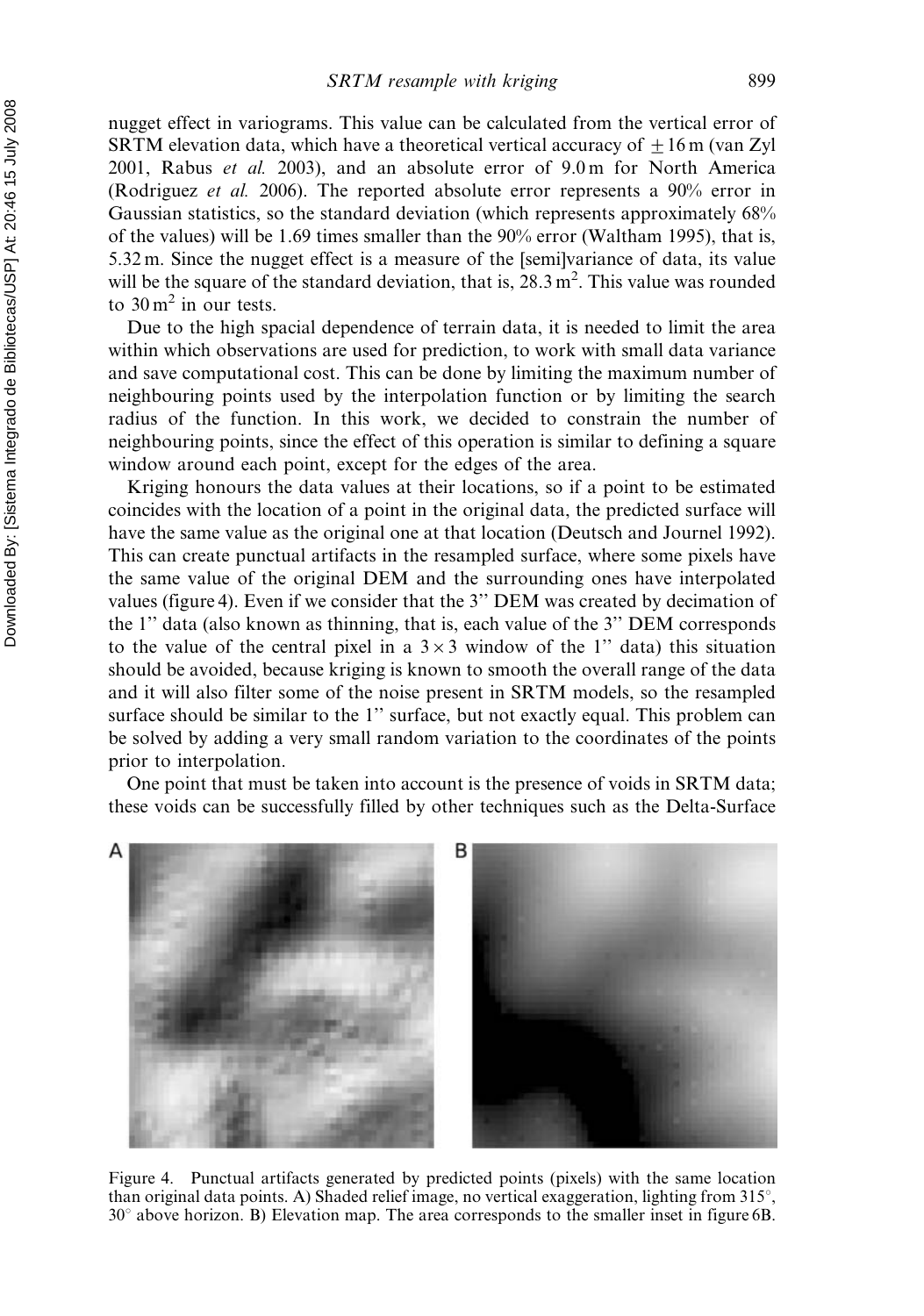nugget effect in variograms. This value can be calculated from the vertical error of SRTM elevation data, which have a theoretical vertical accuracy of $\pm 16$ m (van Zyl 2001, Rabus *et al.* 2003), and an absolute error of 9.0 m for North America (Rodriguez *et al.* 2006). The reported absolute error represents a 90% error in Gaussian statistics, so the standard deviation (which represents approximately 68% of the values) will be 1.69 times smaller than the 90% error (Waltham 1995), that is, 5.32 m. Since the nugget effect is a measure of the [semi]variance of data, its value will be the square of the standard deviation, that is, 28.3 $m^2$. This value was rounded to 30 $m^2$ in our tests.

Due to the high spacial dependence of terrain data, it is needed to limit the area within which observations are used for prediction, to work with small data variance and save computational cost. This can be done by limiting the maximum number of neighbouring points used by the interpolation function or by limiting the search radius of the function. In this work, we decided to constrain the number of neighbouring points, since the effect of this operation is similar to defining a square window around each point, except for the edges of the area.

Kriging honours the data values at their locations, so if a point to be estimated coincides with the location of a point in the original data, the predicted surface will have the same value as the original one at that location (Deutsch and Journel 1992). This can create punctual artifacts in the resampled surface, where some pixels have the same value of the original DEM and the surrounding ones have interpolated values (figure 4). Even if we consider that the 3'' DEM was created by decimation of the 1'' data (also known as thinning, that is, each value of the 3'' DEM corresponds to the value of the central pixel in a $3 \times 3$ window of the 1'' data) this situation should be avoided, because kriging is known to smooth the overall range of the data and it will also filter some of the noise present in SRTM models, so the resampled surface should be similar to the 1'' surface, but not exactly equal. This problem can be solved by adding a very small random variation to the coordinates of the points prior to interpolation.

One point that must be taken into account is the presence of voids in SRTM data; these voids can be successfully filled by other techniques such as the Delta-Surface

Figure 4. Punctual artifacts generated by predicted points (pixels) with the same location than original data points. A) Shaded relief image, no vertical exaggeration, lighting from 315°, 30° above horizon. B) Elevation map. The area corresponds to the smaller inset in figure 6B.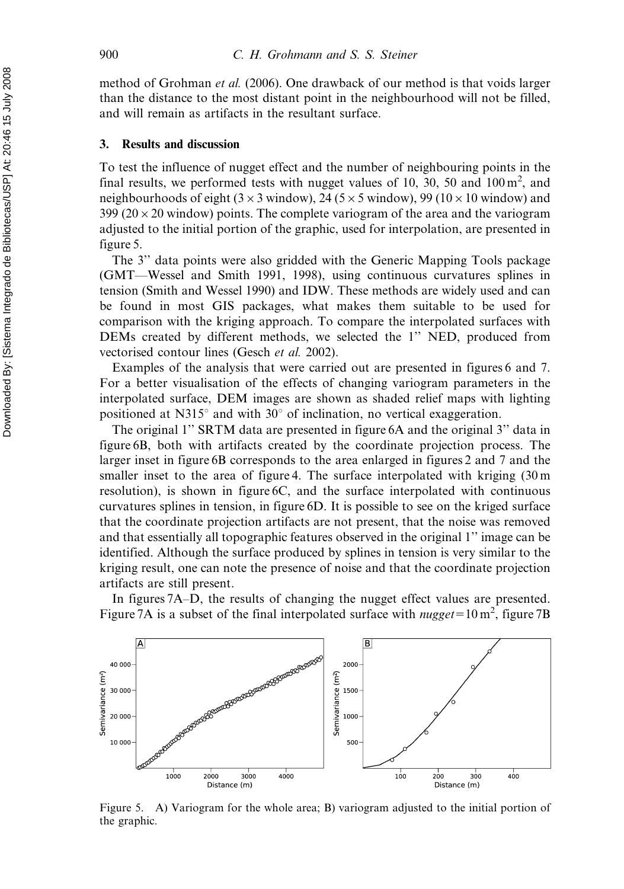method of Grohman *et al.* (2006). One drawback of our method is that voids larger than the distance to the most distant point in the neighbourhood will not be filled, and will remain as artifacts in the resultant surface.

## 3. Results and discussion

To test the influence of nugget effect and the number of neighbouring points in the final results, we performed tests with nugget values of 10, 30, 50 and 100 $m^2$, and neighbourhoods of eight ($3\times3$ window), 24 ($5\times5$ window), 99 ($10\times10$ window) and 399 ($20\times20$ window) points. The complete variogram of the area and the variogram adjusted to the initial portion of the graphic, used for interpolation, are presented in figure 5.

The 3'' data points were also gridded with the Generic Mapping Tools package (GMT—Wessel and Smith 1991, 1998), using continuous curvatures splines in tension (Smith and Wessel 1990) and IDW. These methods are widely used and can be found in most GIS packages, what makes them suitable to be used for comparison with the kriging approach. To compare the interpolated surfaces with DEMs created by different methods, we selected the 1'' NED, produced from vectorised contour lines (Gesch *et al.* 2002).

Examples of the analysis that were carried out are presented in figures 6 and 7. For a better visualisation of the effects of changing variogram parameters in the interpolated surface, DEM images are shown as shaded relief maps with lighting positioned at N315° and with 30° of inclination, no vertical exaggeration.

The original 1'' SRTM data are presented in figure 6A and the original 3'' data in figure 6B, both with artifacts created by the coordinate projection process. The larger inset in figure 6B corresponds to the area enlarged in figures 2 and 7 and the smaller inset to the area of figure 4. The surface interpolated with kriging (30 m resolution), is shown in figure 6C, and the surface interpolated with continuous curvatures splines in tension, in figure 6D. It is possible to see on the kriged surface that the coordinate projection artifacts are not present, that the noise was removed and that essentially all topographic features observed in the original 1'' image can be identified. Although the surface produced by splines in tension is very similar to the kriging result, one can note the presence of noise and that the coordinate projection artifacts are still present.

In figures 7A–D, the results of changing the nugget effect values are presented. Figure 7A is a subset of the final interpolated surface with $nugget = 10\,m^2$, figure 7B

Figure 5. A) Variogram for the whole area; B) variogram adjusted to the initial portion of the graphic.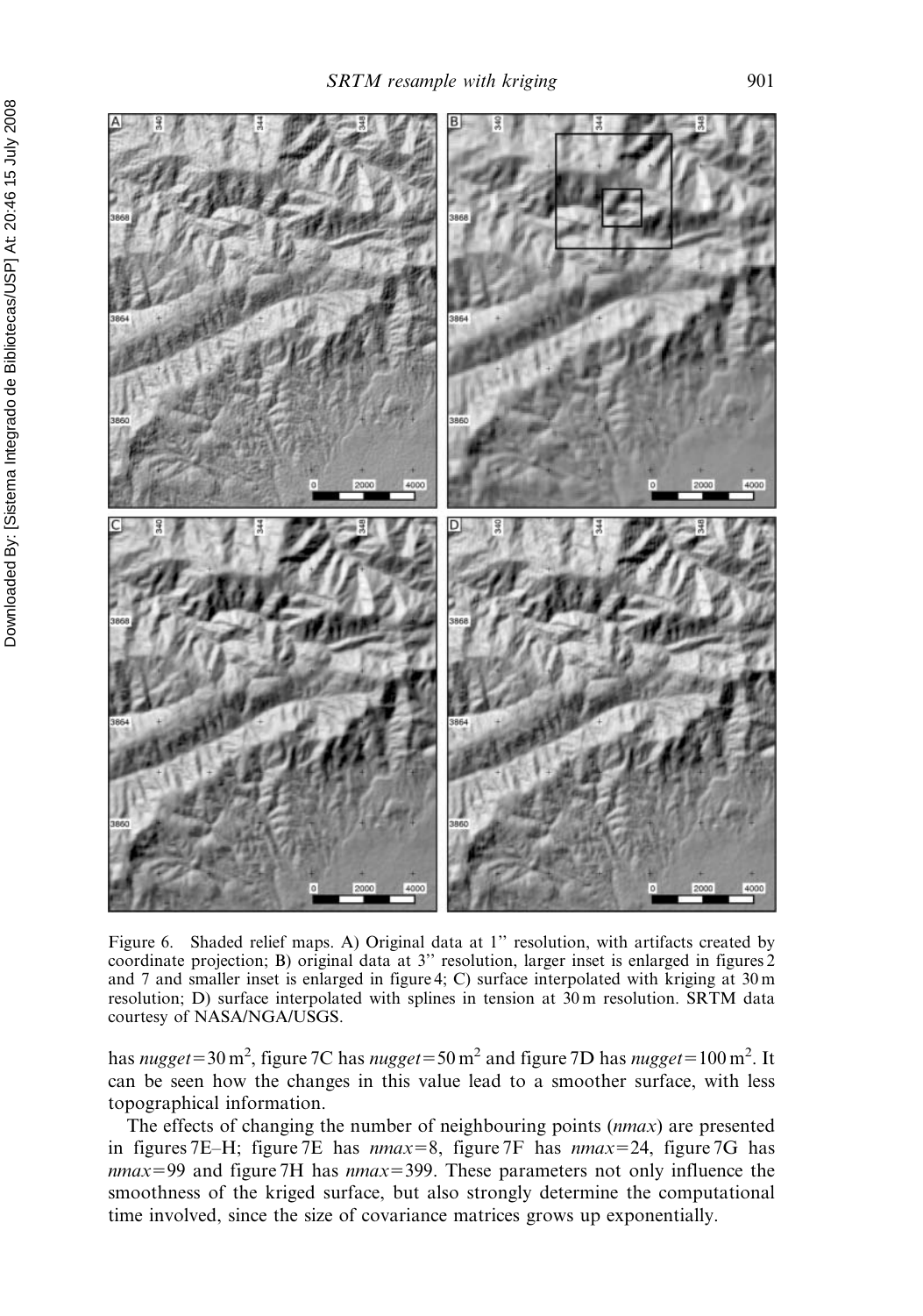Figure 6. Shaded relief maps. A) Original data at 1'' resolution, with artifacts created by coordinate projection; B) original data at 3'' resolution, larger inset is enlarged in figures 2 and 7 and smaller inset is enlarged in figure 4; C) surface interpolated with kriging at 30 m resolution; D) surface interpolated with splines in tension at 30 m resolution. SRTM data courtesy of NASA/NGA/USGS.

has *nugget* = 30 $m^2$, figure 7C has *nugget* = 50 $m^2$ and figure 7D has *nugget* = 100 $m^2$. It can be seen how the changes in this value lead to a smoother surface, with less topographical information.

The effects of changing the number of neighbouring points (*nmax*) are presented in figures 7E–H; figure 7E has *nmax* = 8, figure 7F has *nmax* = 24, figure 7G has *nmax* = 99 and figure 7H has *nmax* = 399. These parameters not only influence the smoothness of the kriged surface, but also strongly determine the computational time involved, since the size of covariance matrices grows up exponentially.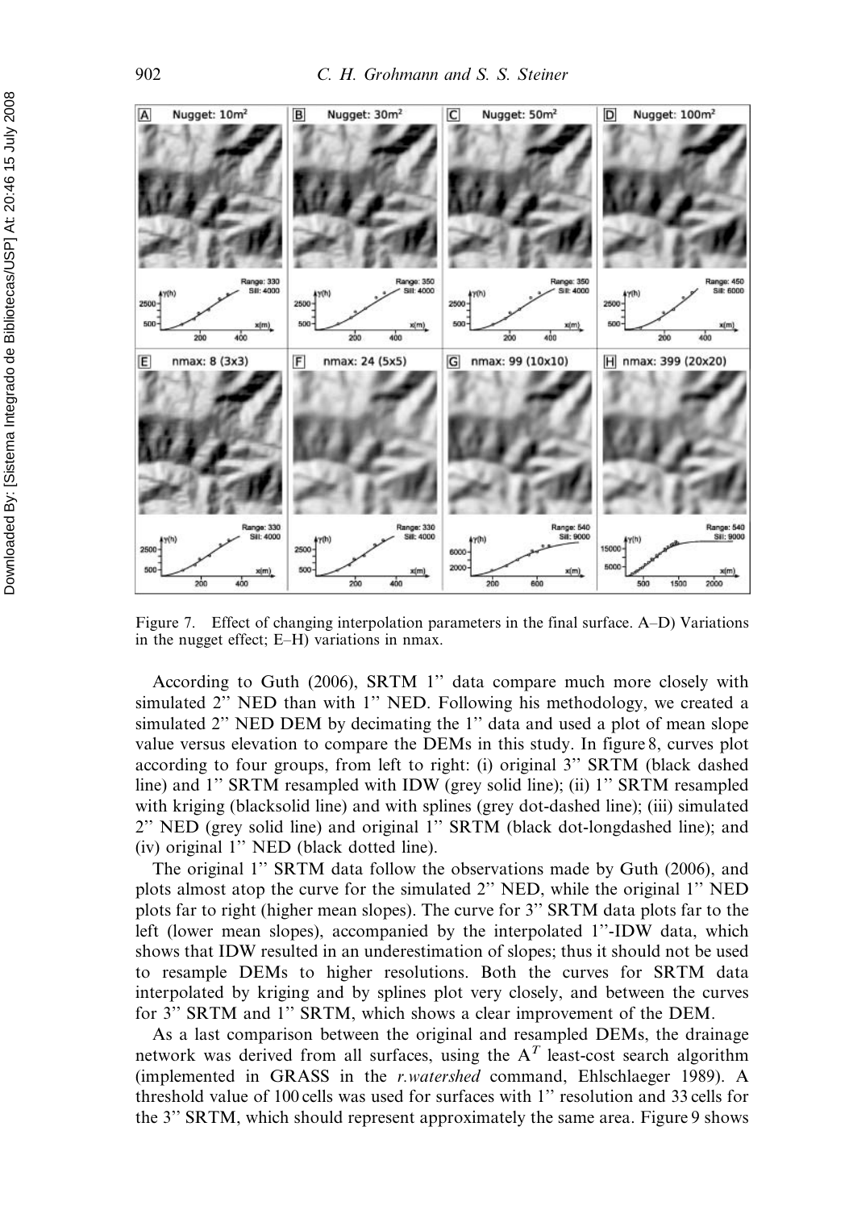Figure 7. Effect of changing interpolation parameters in the final surface. A–D) Variations in the nugget effect; E–H) variations in nmax.

According to Guth (2006), SRTM 1'' data compare much more closely with simulated 2'' NED than with 1'' NED. Following his methodology, we created a simulated 2'' NED DEM by decimating the 1'' data and used a plot of mean slope value versus elevation to compare the DEMs in this study. In figure 8, curves plot according to four groups, from left to right: (i) original 3'' SRTM (black dashed line) and 1'' SRTM resampled with IDW (grey solid line); (ii) 1'' SRTM resampled with kriging (blacksolid line) and with splines (grey dot-dashed line); (iii) simulated 2'' NED (grey solid line) and original 1'' SRTM (black dot-longdashed line); and (iv) original 1'' NED (black dotted line).

The original 1'' SRTM data follow the observations made by Guth (2006), and plots almost atop the curve for the simulated 2'' NED, while the original 1'' NED plots far to right (higher mean slopes). The curve for 3'' SRTM data plots far to the left (lower mean slopes), accompanied by the interpolated 1''-IDW data, which shows that IDW resulted in an underestimation of slopes; thus it should not be used to resample DEMs to higher resolutions. Both the curves for SRTM data interpolated by kriging and by splines plot very closely, and between the curves for 3'' SRTM and 1'' SRTM, which shows a clear improvement of the DEM.

As a last comparison between the original and resampled DEMs, the drainage network was derived from all surfaces, using the $A^T$ least-cost search algorithm (implemented in GRASS in the *r.watershed* command, Ehlschlaeger 1989). A threshold value of 100 cells was used for surfaces with 1'' resolution and 33 cells for the 3'' SRTM, which should represent approximately the same area. Figure 9 shows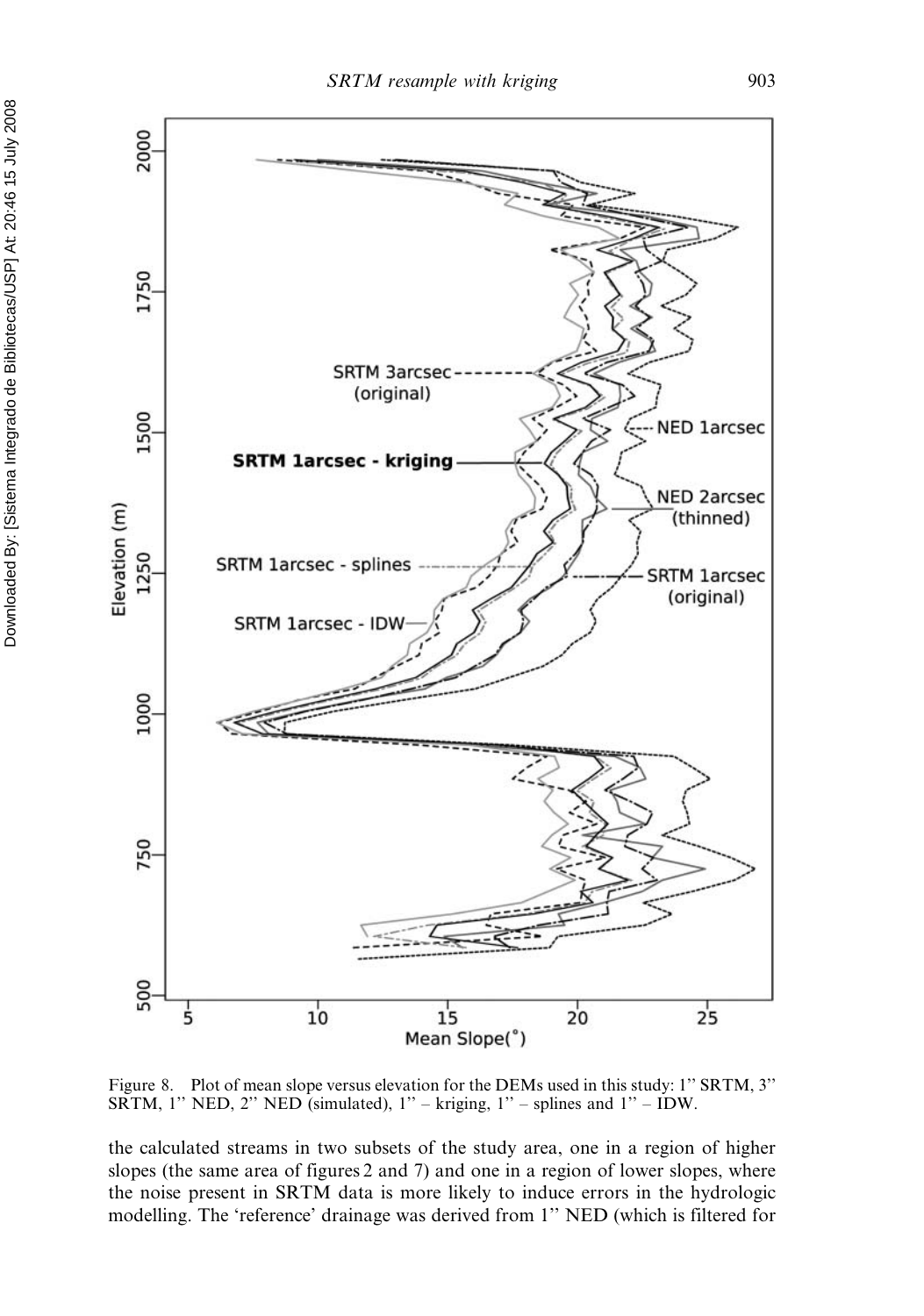Figure 8. Plot of mean slope versus elevation for the DEMs used in this study: 1'' SRTM, 3'' SRTM, 1'' NED, 2'' NED (simulated), 1'' – kriging, 1'' – splines and 1'' – IDW.

the calculated streams in two subsets of the study area, one in a region of higher slopes (the same area of figures 2 and 7) and one in a region of lower slopes, where the noise present in SRTM data is more likely to induce errors in the hydrologic modelling. The 'reference' drainage was derived from 1'' NED (which is filtered for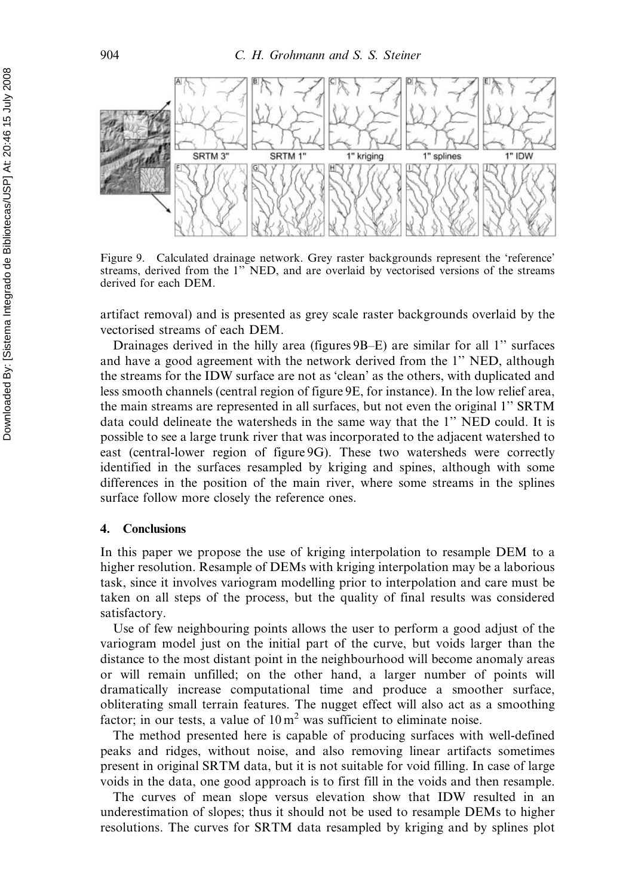Figure 9. Calculated drainage network. Grey raster backgrounds represent the 'reference' streams, derived from the 1'' NED, and are overlaid by vectorised versions of the streams derived for each DEM.

artifact removal) and is presented as grey scale raster backgrounds overlaid by the vectorised streams of each DEM.

Drainages derived in the hilly area (figures 9B–E) are similar for all 1'' surfaces and have a good agreement with the network derived from the 1'' NED, although the streams for the IDW surface are not as 'clean' as the others, with duplicated and less smooth channels (central region of figure 9E, for instance). In the low relief area, the main streams are represented in all surfaces, but not even the original 1'' SRTM data could delineate the watersheds in the same way that the 1'' NED could. It is possible to see a large trunk river that was incorporated to the adjacent watershed to east (central-lower region of figure 9G). These two watersheds were correctly identified in the surfaces resampled by kriging and spines, although with some differences in the position of the main river, where some streams in the splines surface follow more closely the reference ones.

## 4. Conclusions

In this paper we propose the use of kriging interpolation to resample DEM to a higher resolution. Resample of DEMs with kriging interpolation may be a laborious task, since it involves variogram modelling prior to interpolation and care must be taken on all steps of the process, but the quality of final results was considered satisfactory.

Use of few neighbouring points allows the user to perform a good adjust of the variogram model just on the initial part of the curve, but voids larger than the distance to the most distant point in the neighbourhood will become anomaly areas or will remain unfilled; on the other hand, a larger number of points will dramatically increase computational time and produce a smoother surface, obliterating small terrain features. The nugget effect will also act as a smoothing factor; in our tests, a value of $10\,\mathrm{m}^2$ was sufficient to eliminate noise.

The method presented here is capable of producing surfaces with well-defined peaks and ridges, without noise, and also removing linear artifacts sometimes present in original SRTM data, but it is not suitable for void filling. In case of large voids in the data, one good approach is to first fill in the voids and then resample.

The curves of mean slope versus elevation show that IDW resulted in an underestimation of slopes; thus it should not be used to resample DEMs to higher resolutions. The curves for SRTM data resampled by kriging and by splines plot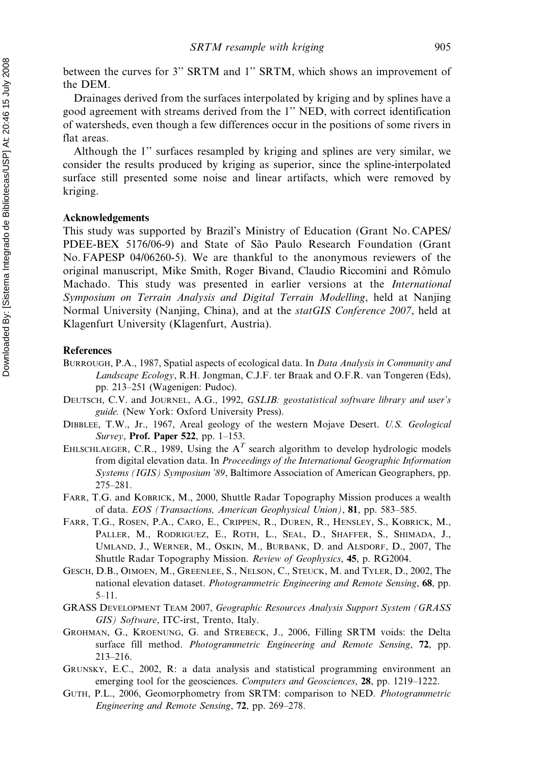between the curves for 3'' SRTM and 1'' SRTM, which shows an improvement of the DEM.

Drainages derived from the surfaces interpolated by kriging and by splines have a good agreement with streams derived from the 1'' NED, with correct identification of watersheds, even though a few differences occur in the positions of some rivers in flat areas.

Although the 1'' surfaces resampled by kriging and splines are very similar, we consider the results produced by kriging as superior, since the spline-interpolated surface still presented some noise and linear artifacts, which were removed by kriging.

## Acknowledgements

This study was supported by Brazil's Ministry of Education (Grant No. CAPES/PDEE-BEX 5176/06-9) and State of São Paulo Research Foundation (Grant No. FAPESP 04/06260-5). We are thankful to the anonymous reviewers of the original manuscript, Mike Smith, Roger Bivand, Claudio Riccomini and Rômulo Machado. This study was presented in earlier versions at the *International Symposium on Terrain Analysis and Digital Terrain Modelling*, held at Nanjing Normal University (Nanjing, China), and at the *statGIS Conference 2007*, held at Klagenfurt University (Klagenfurt, Austria).

## References

BURROUGH, P.A., 1987, Spatial aspects of ecological data. In *Data Analysis in Community and Landscape Ecology*, R.H. Jongman, C.J.F. ter Braak and O.F.R. van Tongeren (Eds), pp. 213–251 (Wagenigen: Pudoc).

DEUTSCH, C.V. and JOURNEL, A.G., 1992, *GSLIB: geostatistical software library and user's guide.* (New York: Oxford University Press).

DIBBLEE, T.W., Jr., 1967, Areal geology of the western Mojave Desert. *U.S. Geological Survey*, **Prof. Paper 522**, pp. 1–153.

EHLSCHLAEGER, C.R., 1989, Using the $A^T$ search algorithm to develop hydrologic models from digital elevation data. In *Proceedings of the International Geographic Information Systems (IGIS) Symposium '89*, Baltimore Association of American Geographers, pp. 275–281.

FARR, T.G. and KOBRICK, M., 2000, Shuttle Radar Topography Mission produces a wealth of data. *EOS (Transactions, American Geophysical Union)*, **81**, pp. 583–585.

FARR, T.G., ROSEN, P.A., CARO, E., CRIPPEN, R., DUREN, R., HENSLEY, S., KOBRICK, M., PALLER, M., RODRIGUEZ, E., ROTH, L., SEAL, D., SHAFFER, S., SHIMADA, J., UMLAND, J., WERNER, M., OSKIN, M., BURBANK, D. and ALSDORF, D., 2007, The Shuttle Radar Topography Mission. *Review of Geophysics*, **45**, p. RG2004.

GESCH, D.B., OIMOEN, M., GREENLEE, S., NELSON, C., STEUCK, M. and TYLER, D., 2002, The national elevation dataset. *Photogrammetric Engineering and Remote Sensing*, **68**, pp. 5–11.

GRASS DEVELOPMENT TEAM 2007, *Geographic Resources Analysis Support System (GRASS GIS) Software*, ITC-irst, Trento, Italy.

GROHMAN, G., KROENUNG, G. and STREBECK, J., 2006, Filling SRTM voids: the Delta surface fill method. *Photogrammetric Engineering and Remote Sensing*, **72**, pp. 213–216.

GRUNSKY, E.C., 2002, R: a data analysis and statistical programming environment an emerging tool for the geosciences. *Computers and Geosciences*, **28**, pp. 1219–1222.

GUTH, P.L., 2006, Geomorphometry from SRTM: comparison to NED. *Photogrammetric Engineering and Remote Sensing*, **72**, pp. 269–278.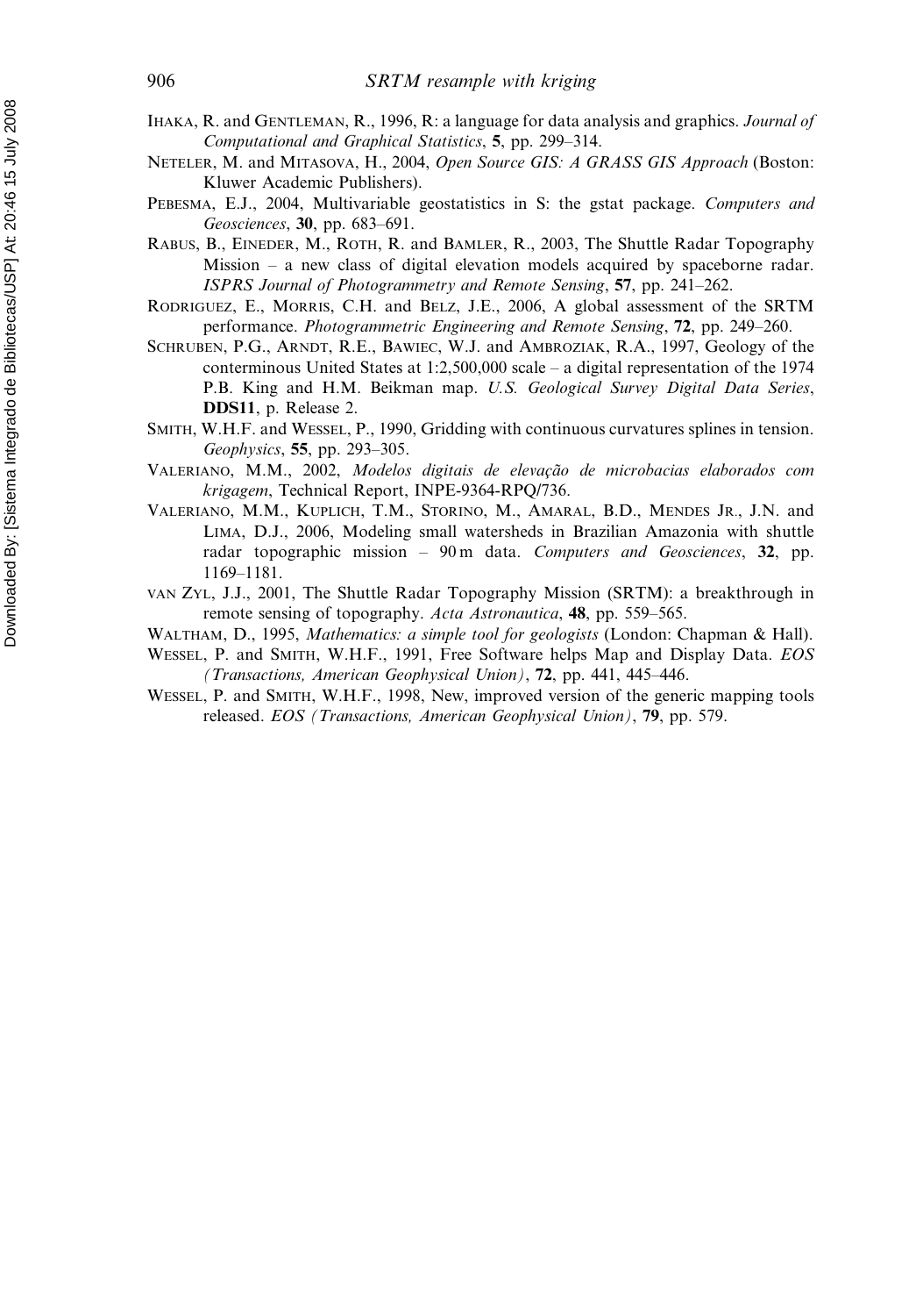IHAKA, R. and GENTLEMAN, R., 1996, R: a language for data analysis and graphics. *Journal of Computational and Graphical Statistics*, **5**, pp. 299–314.

NETELER, M. and MITASOVA, H., 2004, *Open Source GIS: A GRASS GIS Approach* (Boston: Kluwer Academic Publishers).

PEBESMA, E.J., 2004, Multivariable geostatistics in S: the gstat package. *Computers and Geosciences*, **30**, pp. 683–691.

RABUS, B., EINEDER, M., ROTH, R. and BAMLER, R., 2003, The Shuttle Radar Topography Mission – a new class of digital elevation models acquired by spaceborne radar. *ISPRS Journal of Photogrammetry and Remote Sensing*, **57**, pp. 241–262.

RODRIGUEZ, E., MORRIS, C.H. and BELZ, J.E., 2006, A global assessment of the SRTM performance. *Photogrammetric Engineering and Remote Sensing*, **72**, pp. 249–260.

SCHRUBEN, P.G., ARNDT, R.E., BAWIEC, W.J. and AMBROZIAK, R.A., 1997, Geology of the conterminous United States at 1:2,500,000 scale – a digital representation of the 1974 P.B. King and H.M. Beikman map. *U.S. Geological Survey Digital Data Series*, **DDS11**, p. Release 2.

SMITH, W.H.F. and WESSEL, P., 1990, Gridding with continuous curvatures splines in tension. *Geophysics*, **55**, pp. 293–305.

VALERIANO, M.M., 2002, *Modelos digitais de elevação de microbacias elaborados com krigagem*, Technical Report, INPE-9364-RPQ/736.

VALERIANO, M.M., KUPLICH, T.M., STORINO, M., AMARAL, B.D., MENDES JR., J.N. and LIMA, D.J., 2006, Modeling small watersheds in Brazilian Amazonia with shuttle radar topographic mission – 90 m data. *Computers and Geosciences*, **32**, pp. 1169–1181.

VAN ZYL, J.J., 2001, The Shuttle Radar Topography Mission (SRTM): a breakthrough in remote sensing of topography. *Acta Astronautica*, **48**, pp. 559–565.

WALTHAM, D., 1995, *Mathematics: a simple tool for geologists* (London: Chapman & Hall).

WESSEL, P. and SMITH, W.H.F., 1991, Free Software helps Map and Display Data. *EOS (Transactions, American Geophysical Union)*, **72**, pp. 441, 445–446.

WESSEL, P. and SMITH, W.H.F., 1998, New, improved version of the generic mapping tools released. *EOS (Transactions, American Geophysical Union)*, **79**, pp. 579.